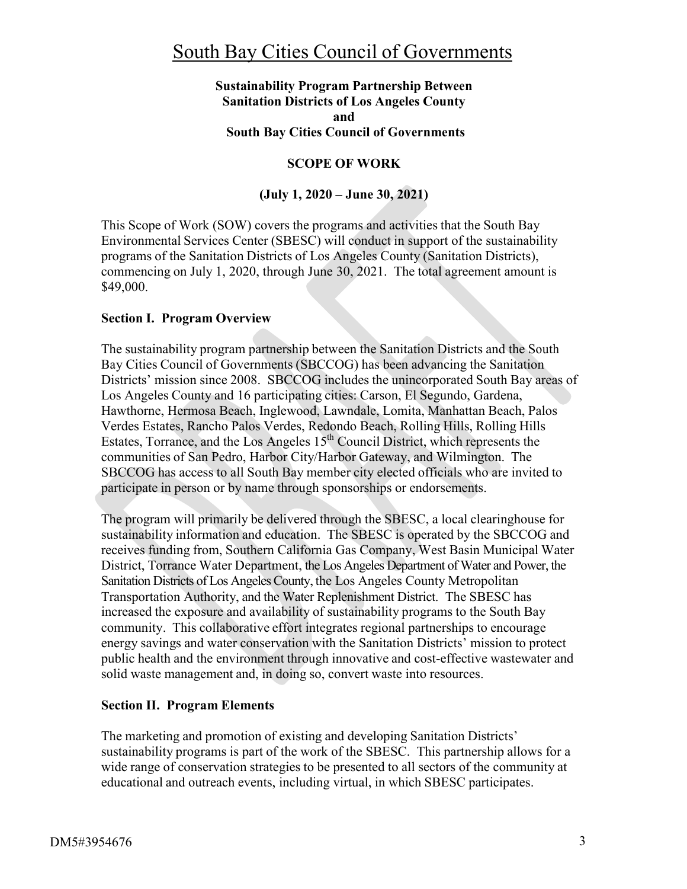# South Bay Cities Council of Governments

**Sustainability Program Partnership Between**
**Sanitation Districts of Los Angeles County**
**and**
**South Bay Cities Council of Governments**

**SCOPE OF WORK**

**(July 1, 2020 – June 30, 2021)**

This Scope of Work (SOW) covers the programs and activities that the South Bay Environmental Services Center (SBESC) will conduct in support of the sustainability programs of the Sanitation Districts of Los Angeles County (Sanitation Districts), commencing on July 1, 2020, through June 30, 2021. The total agreement amount is $49,000.

## Section I. Program Overview

The sustainability program partnership between the Sanitation Districts and the South Bay Cities Council of Governments (SBCCOG) has been advancing the Sanitation Districts' mission since 2008. SBCCOG includes the unincorporated South Bay areas of Los Angeles County and 16 participating cities: Carson, El Segundo, Gardena, Hawthorne, Hermosa Beach, Inglewood, Lawndale, Lomita, Manhattan Beach, Palos Verdes Estates, Rancho Palos Verdes, Redondo Beach, Rolling Hills, Rolling Hills Estates, Torrance, and the Los Angeles 15th Council District, which represents the communities of San Pedro, Harbor City/Harbor Gateway, and Wilmington. The SBCCOG has access to all South Bay member city elected officials who are invited to participate in person or by name through sponsorships or endorsements.

The program will primarily be delivered through the SBESC, a local clearinghouse for sustainability information and education. The SBESC is operated by the SBCCOG and receives funding from, Southern California Gas Company, West Basin Municipal Water District, Torrance Water Department, the Los Angeles Department of Water and Power, the Sanitation Districts of Los Angeles County, the Los Angeles County Metropolitan Transportation Authority, and the Water Replenishment District. The SBESC has increased the exposure and availability of sustainability programs to the South Bay community. This collaborative effort integrates regional partnerships to encourage energy savings and water conservation with the Sanitation Districts' mission to protect public health and the environment through innovative and cost-effective wastewater and solid waste management and, in doing so, convert waste into resources.

## Section II. Program Elements

The marketing and promotion of existing and developing Sanitation Districts' sustainability programs is part of the work of the SBESC. This partnership allows for a wide range of conservation strategies to be presented to all sectors of the community at educational and outreach events, including virtual, in which SBESC participates.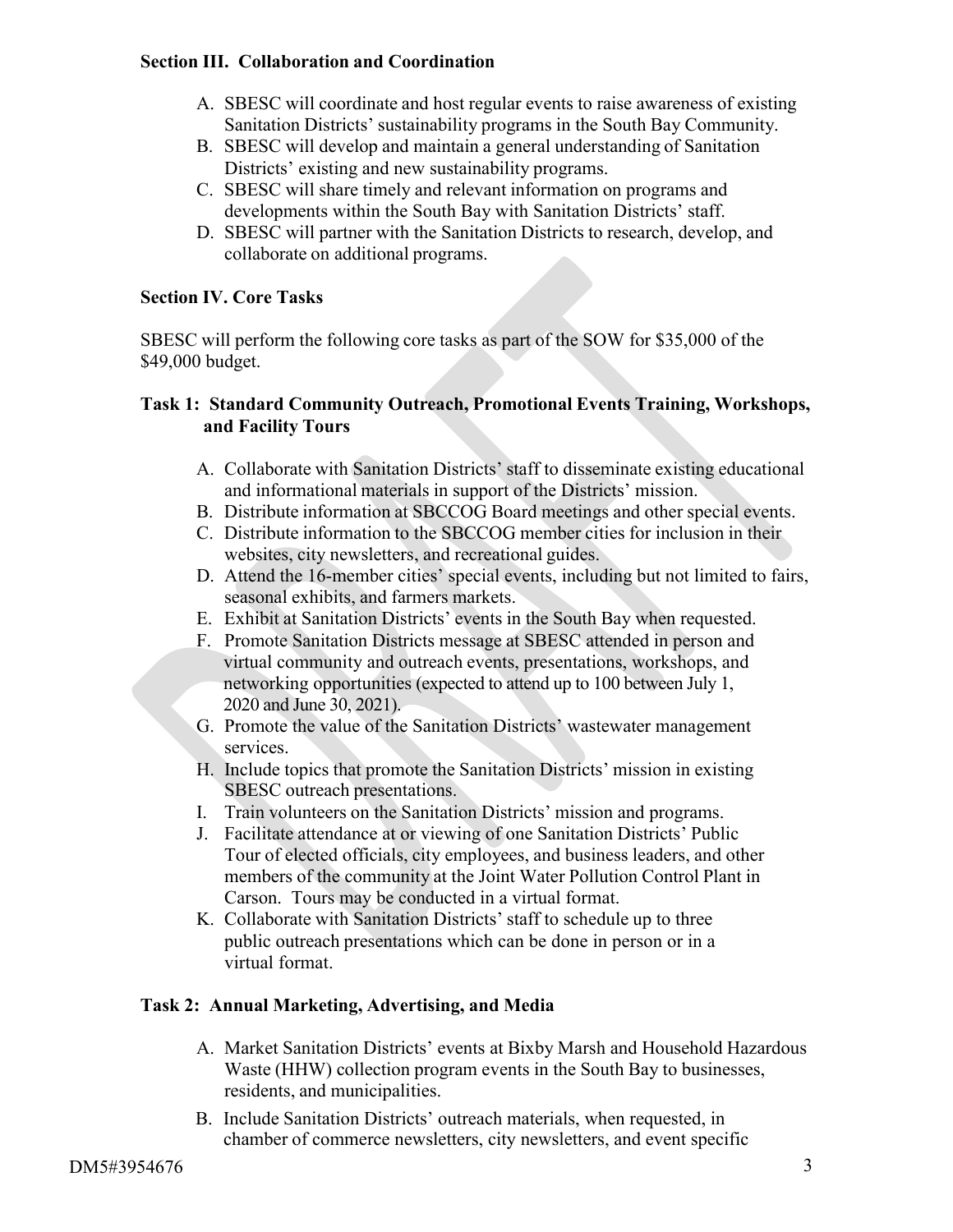### Section III. Collaboration and Coordination

A. SBESC will coordinate and host regular events to raise awareness of existing Sanitation Districts' sustainability programs in the South Bay Community.
B. SBESC will develop and maintain a general understanding of Sanitation Districts' existing and new sustainability programs.
C. SBESC will share timely and relevant information on programs and developments within the South Bay with Sanitation Districts' staff.
D. SBESC will partner with the Sanitation Districts to research, develop, and collaborate on additional programs.

### Section IV. Core Tasks

SBESC will perform the following core tasks as part of the SOW for $35,000 of the $49,000 budget.

#### Task 1: Standard Community Outreach, Promotional Events Training, Workshops, and Facility Tours

A. Collaborate with Sanitation Districts' staff to disseminate existing educational and informational materials in support of the Districts' mission.
B. Distribute information at SBCCOG Board meetings and other special events.
C. Distribute information to the SBCCOG member cities for inclusion in their websites, city newsletters, and recreational guides.
D. Attend the 16-member cities' special events, including but not limited to fairs, seasonal exhibits, and farmers markets.
E. Exhibit at Sanitation Districts' events in the South Bay when requested.
F. Promote Sanitation Districts message at SBESC attended in person and virtual community and outreach events, presentations, workshops, and networking opportunities (expected to attend up to 100 between July 1, 2020 and June 30, 2021).
G. Promote the value of the Sanitation Districts' wastewater management services.
H. Include topics that promote the Sanitation Districts' mission in existing SBESC outreach presentations.
I. Train volunteers on the Sanitation Districts' mission and programs.
J. Facilitate attendance at or viewing of one Sanitation Districts' Public Tour of elected officials, city employees, and business leaders, and other members of the community at the Joint Water Pollution Control Plant in Carson. Tours may be conducted in a virtual format.
K. Collaborate with Sanitation Districts' staff to schedule up to three public outreach presentations which can be done in person or in a virtual format.

#### Task 2: Annual Marketing, Advertising, and Media

A. Market Sanitation Districts' events at Bixby Marsh and Household Hazardous Waste (HHW) collection program events in the South Bay to businesses, residents, and municipalities.
B. Include Sanitation Districts' outreach materials, when requested, in chamber of commerce newsletters, city newsletters, and event specific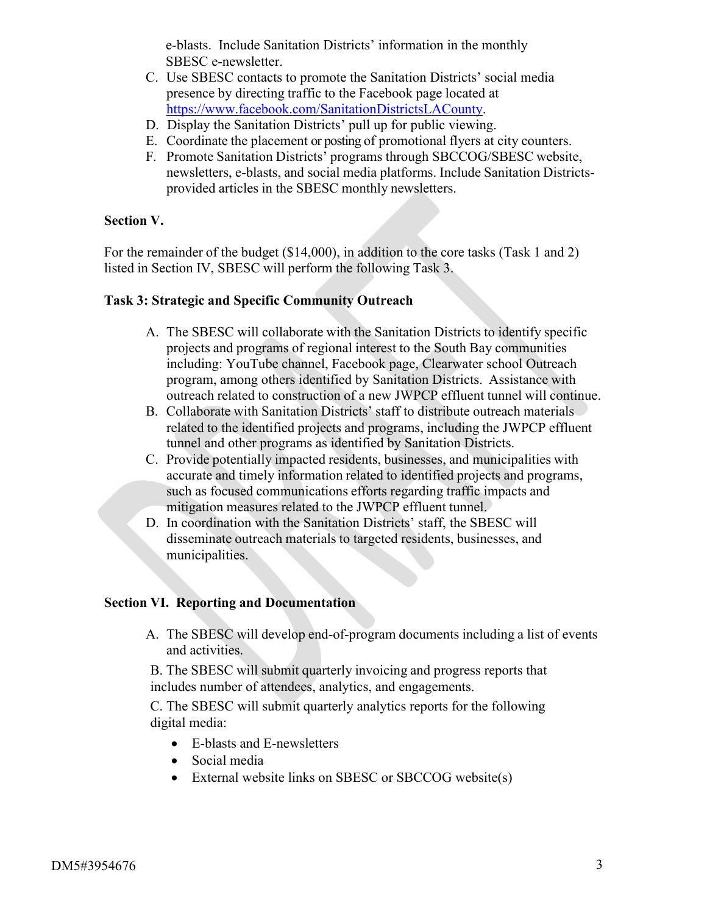e-blasts. Include Sanitation Districts' information in the monthly SBESC e-newsletter.

C. Use SBESC contacts to promote the Sanitation Districts' social media presence by directing traffic to the Facebook page located at https://www.facebook.com/SanitationDistrictsLACounty.
D. Display the Sanitation Districts' pull up for public viewing.
E. Coordinate the placement or posting of promotional flyers at city counters.
F. Promote Sanitation Districts' programs through SBCCOG/SBESC website, newsletters, e-blasts, and social media platforms. Include Sanitation Districts-provided articles in the SBESC monthly newsletters.

**Section V.**

For the remainder of the budget ($14,000), in addition to the core tasks (Task 1 and 2) listed in Section IV, SBESC will perform the following Task 3.

**Task 3: Strategic and Specific Community Outreach**

A. The SBESC will collaborate with the Sanitation Districts to identify specific projects and programs of regional interest to the South Bay communities including: YouTube channel, Facebook page, Clearwater school Outreach program, among others identified by Sanitation Districts. Assistance with outreach related to construction of a new JWPCP effluent tunnel will continue.
B. Collaborate with Sanitation Districts' staff to distribute outreach materials related to the identified projects and programs, including the JWPCP effluent tunnel and other programs as identified by Sanitation Districts.
C. Provide potentially impacted residents, businesses, and municipalities with accurate and timely information related to identified projects and programs, such as focused communications efforts regarding traffic impacts and mitigation measures related to the JWPCP effluent tunnel.
D. In coordination with the Sanitation Districts' staff, the SBESC will disseminate outreach materials to targeted residents, businesses, and municipalities.

**Section VI. Reporting and Documentation**

A. The SBESC will develop end-of-program documents including a list of events and activities.

B. The SBESC will submit quarterly invoicing and progress reports that includes number of attendees, analytics, and engagements.

C. The SBESC will submit quarterly analytics reports for the following digital media:

- E-blasts and E-newsletters
- Social media
- External website links on SBESC or SBCCOG website(s)

DM5#3954676